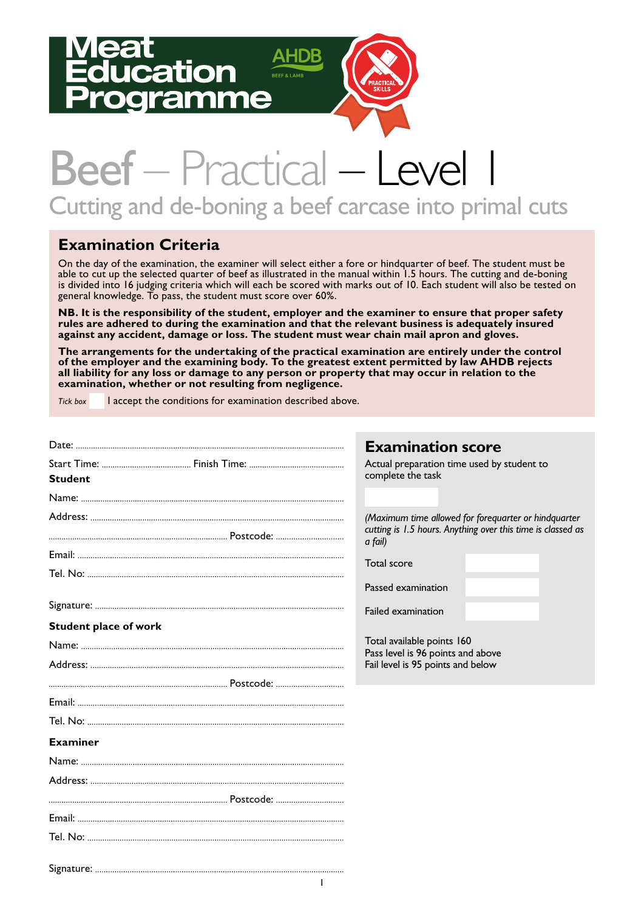Meat Education Programme

AHDB BEEF & LAMB

PRACTICAL SKILLS

# Beef – Practical – Level 1

## Cutting and de-boning a beef carcase into primal cuts

### Examination Criteria

On the day of the examination, the examiner will select either a fore or hindquarter of beef. The student must be able to cut up the selected quarter of beef as illustrated in the manual within 1.5 hours. The cutting and de-boning is divided into 16 judging criteria which will each be scored with marks out of 10. Each student will also be tested on general knowledge. To pass, the student must score over 60%.

**NB. It is the responsibility of the student, employer and the examiner to ensure that proper safety rules are adhered to during the examination and that the relevant business is adequately insured against any accident, damage or loss. The student must wear chain mail apron and gloves.**

**The arrangements for the undertaking of the practical examination are entirely under the control of the employer and the examining body. To the greatest extent permitted by law AHDB rejects all liability for any loss or damage to any person or property that may occur in relation to the examination, whether or not resulting from negligence.**

*Tick box* ☐ I accept the conditions for examination described above.

Date: ..............................................................

Start Time: .................................... Finish Time: ....................................

**Student**

Name: ..............................................................

Address: ..............................................................

.............................................................. Postcode: ..............................

Email: ..............................................................

Tel. No: ..............................................................

Signature: ..............................................................

**Student place of work**

Name: ..............................................................

Address: ..............................................................

.............................................................. Postcode: ..............................

Email: ..............................................................

Tel. No: ..............................................................

**Examiner**

Name: ..............................................................

Address: ..............................................................

.............................................................. Postcode: ..............................

Email: ..............................................................

Tel. No: ..............................................................

Signature: ..............................................................

### Examination score

Actual preparation time used by student to complete the task

☐

*(Maximum time allowed for forequarter or hindquarter cutting is 1.5 hours. Anything over this time is classed as a fail)*

| | |
|---|---|
| Total score | |
| Passed examination | |
| Failed examination | |

Total available points 160
Pass level is 96 points and above
Fail level is 95 points and below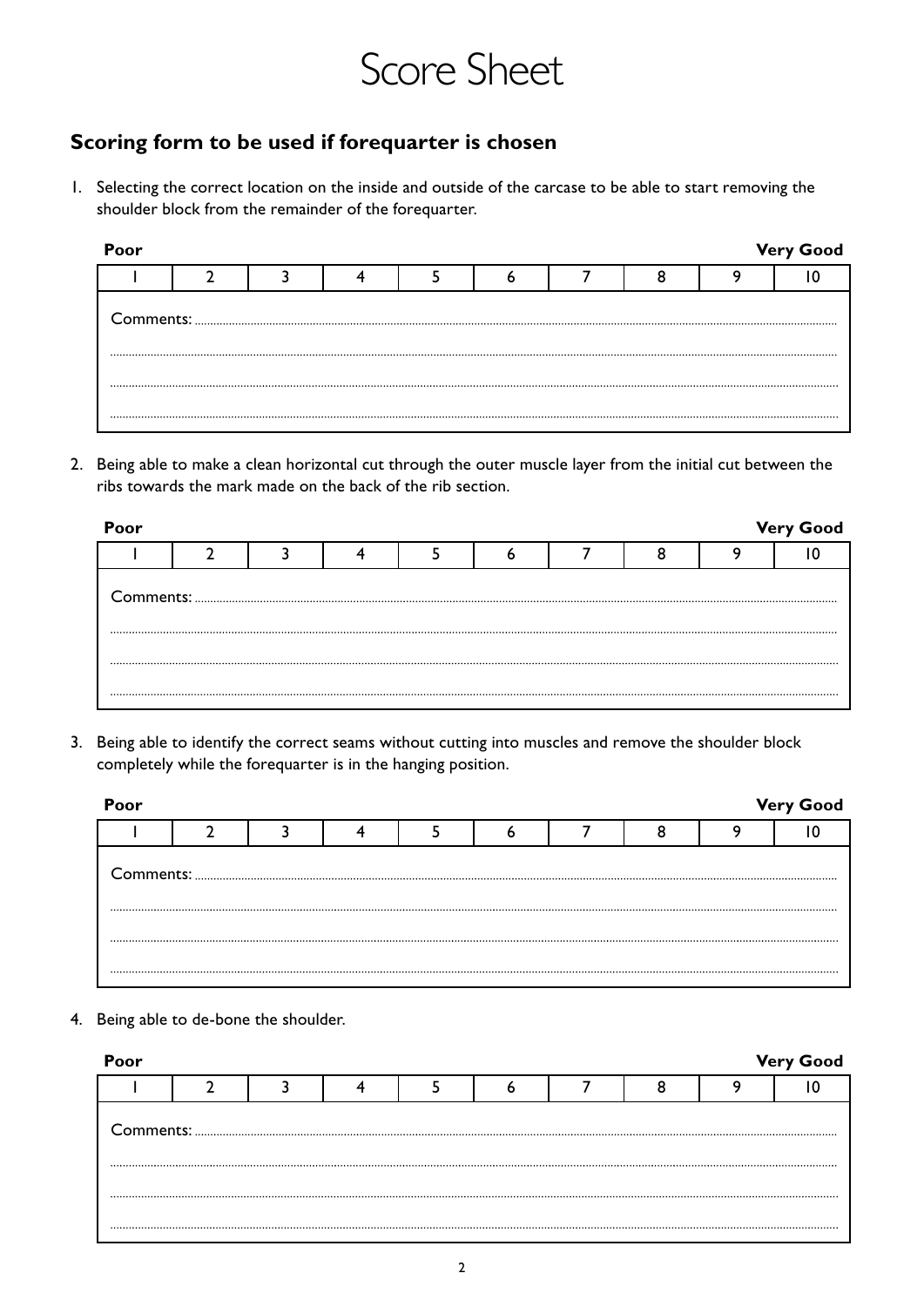# Score Sheet

## Scoring form to be used if forequarter is chosen

1. Selecting the correct location on the inside and outside of the carcase to be able to start removing the shoulder block from the remainder of the forequarter.

**Poor** **Very Good**

| 1 | 2 | 3 | 4 | 5 | 6 | 7 | 8 | 9 | 10 |
|---|---|---|---|---|---|---|---|---|---|

Comments: ..............................................................................................................................................

..............................................................................................................................................................

..............................................................................................................................................................

..............................................................................................................................................................

2. Being able to make a clean horizontal cut through the outer muscle layer from the initial cut between the ribs towards the mark made on the back of the rib section.

**Poor** **Very Good**

| 1 | 2 | 3 | 4 | 5 | 6 | 7 | 8 | 9 | 10 |
|---|---|---|---|---|---|---|---|---|---|

Comments: ..............................................................................................................................................

..............................................................................................................................................................

..............................................................................................................................................................

..............................................................................................................................................................

3. Being able to identify the correct seams without cutting into muscles and remove the shoulder block completely while the forequarter is in the hanging position.

**Poor** **Very Good**

| 1 | 2 | 3 | 4 | 5 | 6 | 7 | 8 | 9 | 10 |
|---|---|---|---|---|---|---|---|---|---|

Comments: ..............................................................................................................................................

..............................................................................................................................................................

..............................................................................................................................................................

..............................................................................................................................................................

4. Being able to de-bone the shoulder.

**Poor** **Very Good**

| 1 | 2 | 3 | 4 | 5 | 6 | 7 | 8 | 9 | 10 |
|---|---|---|---|---|---|---|---|---|---|

Comments: ..............................................................................................................................................

..............................................................................................................................................................

..............................................................................................................................................................

..............................................................................................................................................................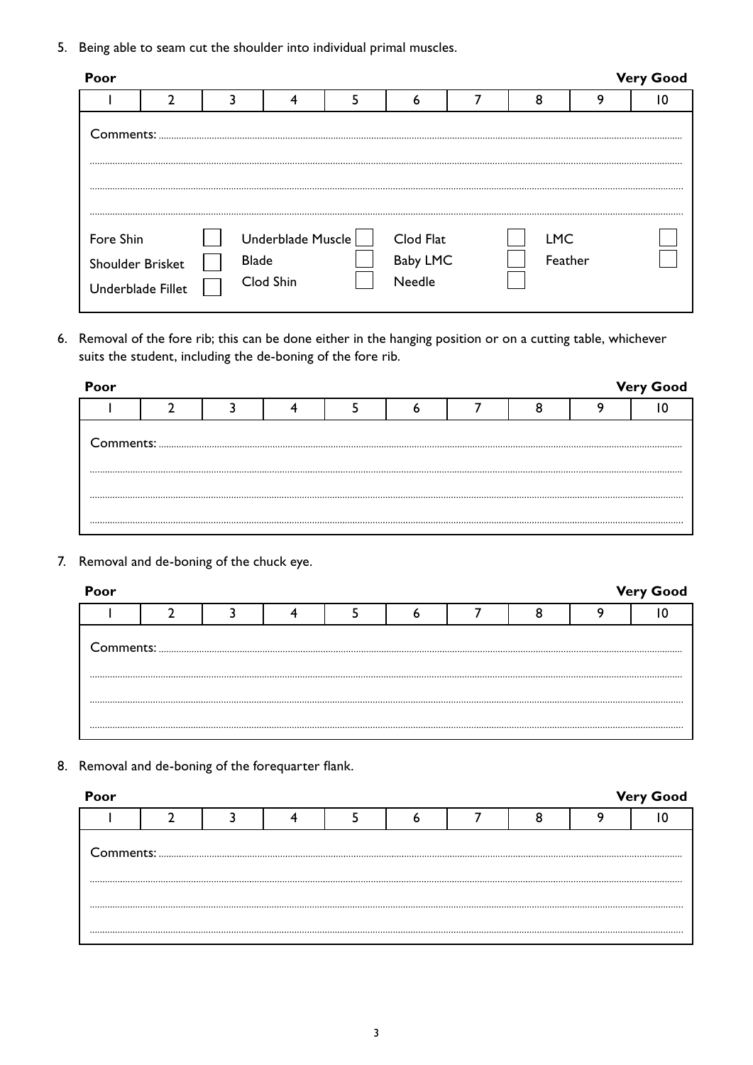5. Being able to seam cut the shoulder into individual primal muscles.

| Poor | | | | | | | | | Very Good |
|---|---|---|---|---|---|---|---|---|---|
| 1 | 2 | 3 | 4 | 5 | 6 | 7 | 8 | 9 | 10 |

Comments: ..............................................................................................................................

..............................................................................................................................

..............................................................................................................................

..............................................................................................................................

| | | | | | | | |
|---|---|---|---|---|---|---|---|
| Fore Shin | ☐ | Underblade Muscle | ☐ | Clod Flat | ☐ | LMC | ☐ |
| Shoulder Brisket | ☐ | Blade | ☐ | Baby LMC | ☐ | Feather | ☐ |
| Underblade Fillet | ☐ | Clod Shin | ☐ | Needle | ☐ | | |

6. Removal of the fore rib; this can be done either in the hanging position or on a cutting table, whichever suits the student, including the de-boning of the fore rib.

| Poor | | | | | | | | | Very Good |
|---|---|---|---|---|---|---|---|---|---|
| 1 | 2 | 3 | 4 | 5 | 6 | 7 | 8 | 9 | 10 |

Comments: ..............................................................................................................................

..............................................................................................................................

..............................................................................................................................

..............................................................................................................................

7. Removal and de-boning of the chuck eye.

| Poor | | | | | | | | | Very Good |
|---|---|---|---|---|---|---|---|---|---|
| 1 | 2 | 3 | 4 | 5 | 6 | 7 | 8 | 9 | 10 |

Comments: ..............................................................................................................................

..............................................................................................................................

..............................................................................................................................

..............................................................................................................................

8. Removal and de-boning of the forequarter flank.

| Poor | | | | | | | | | Very Good |
|---|---|---|---|---|---|---|---|---|---|
| 1 | 2 | 3 | 4 | 5 | 6 | 7 | 8 | 9 | 10 |

Comments: ..............................................................................................................................

..............................................................................................................................

..............................................................................................................................

..............................................................................................................................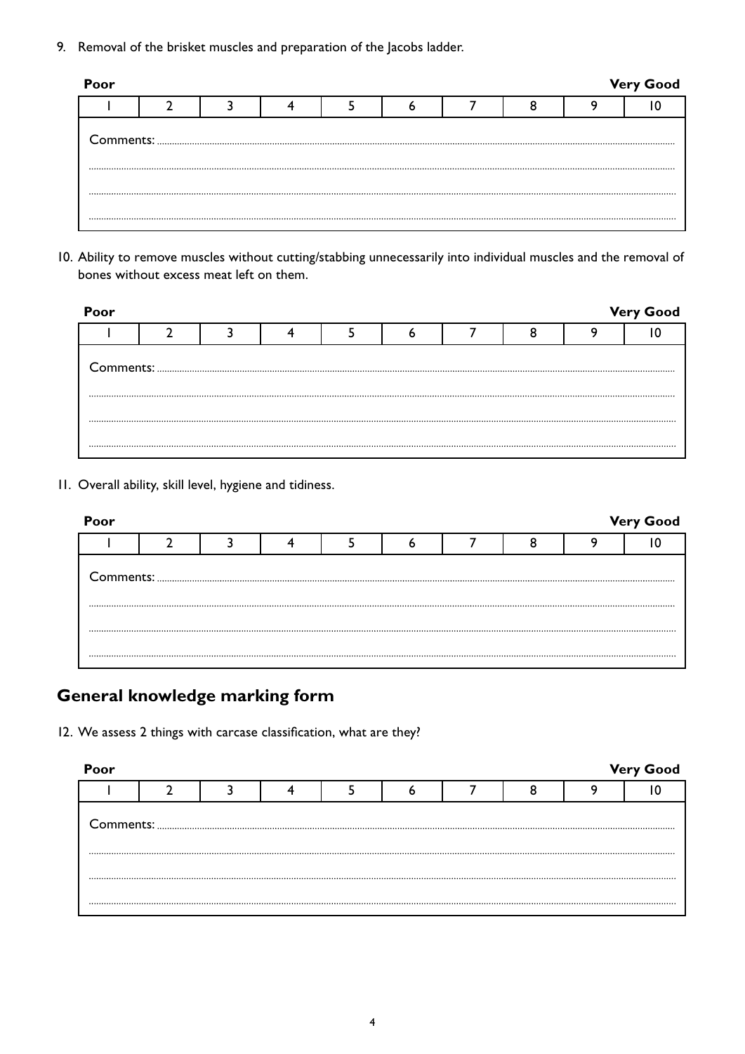9. Removal of the brisket muscles and preparation of the Jacobs ladder.

**Poor** **Very Good**

| 1 | 2 | 3 | 4 | 5 | 6 | 7 | 8 | 9 | 10 |
|---|---|---|---|---|---|---|---|---|---|

Comments: ..........................................................................................................................................................................................................

..........................................................................................................................................................................................................

..........................................................................................................................................................................................................

..........................................................................................................................................................................................................

10. Ability to remove muscles without cutting/stabbing unnecessarily into individual muscles and the removal of bones without excess meat left on them.

**Poor** **Very Good**

| 1 | 2 | 3 | 4 | 5 | 6 | 7 | 8 | 9 | 10 |
|---|---|---|---|---|---|---|---|---|---|

Comments: ..........................................................................................................................................................................................................

..........................................................................................................................................................................................................

..........................................................................................................................................................................................................

..........................................................................................................................................................................................................

11. Overall ability, skill level, hygiene and tidiness.

**Poor** **Very Good**

| 1 | 2 | 3 | 4 | 5 | 6 | 7 | 8 | 9 | 10 |
|---|---|---|---|---|---|---|---|---|---|

Comments: ..........................................................................................................................................................................................................

..........................................................................................................................................................................................................

..........................................................................................................................................................................................................

..........................................................................................................................................................................................................

## General knowledge marking form

12. We assess 2 things with carcase classification, what are they?

**Poor** **Very Good**

| 1 | 2 | 3 | 4 | 5 | 6 | 7 | 8 | 9 | 10 |
|---|---|---|---|---|---|---|---|---|---|

Comments: ..........................................................................................................................................................................................................

..........................................................................................................................................................................................................

..........................................................................................................................................................................................................

..........................................................................................................................................................................................................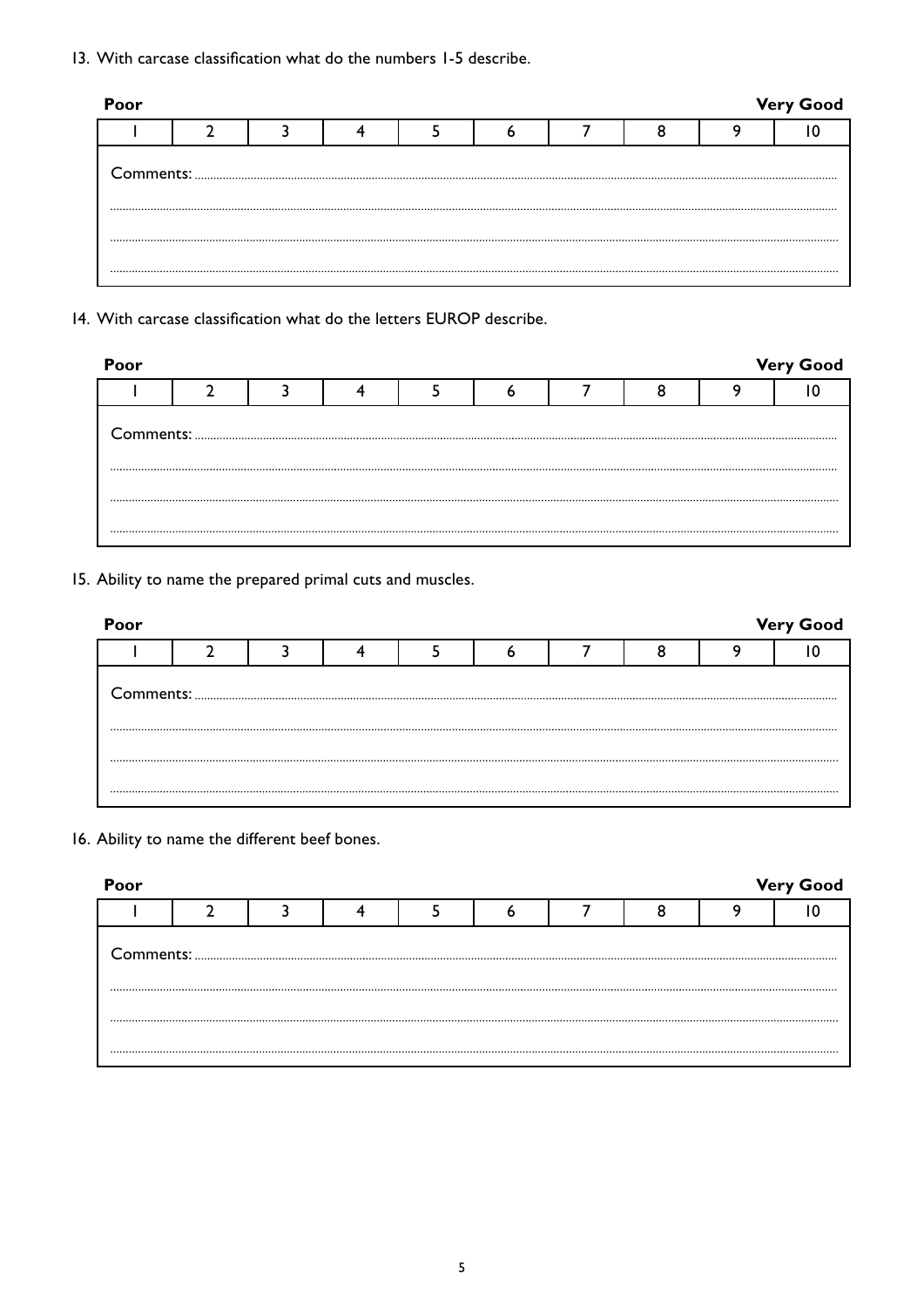13. With carcase classification what do the numbers 1-5 describe.

| Poor | | | | | | | | | Very Good |
|---|---|---|---|---|---|---|---|---|---|
| 1 | 2 | 3 | 4 | 5 | 6 | 7 | 8 | 9 | 10 |

Comments: ..............................................................................................................................................................................................

..............................................................................................................................................................................................................

..............................................................................................................................................................................................................

..............................................................................................................................................................................................................

14. With carcase classification what do the letters EUROP describe.

| Poor | | | | | | | | | Very Good |
|---|---|---|---|---|---|---|---|---|---|
| 1 | 2 | 3 | 4 | 5 | 6 | 7 | 8 | 9 | 10 |

Comments: ..............................................................................................................................................................................................

..............................................................................................................................................................................................................

..............................................................................................................................................................................................................

..............................................................................................................................................................................................................

15. Ability to name the prepared primal cuts and muscles.

| Poor | | | | | | | | | Very Good |
|---|---|---|---|---|---|---|---|---|---|
| 1 | 2 | 3 | 4 | 5 | 6 | 7 | 8 | 9 | 10 |

Comments: ..............................................................................................................................................................................................

..............................................................................................................................................................................................................

..............................................................................................................................................................................................................

..............................................................................................................................................................................................................

16. Ability to name the different beef bones.

| Poor | | | | | | | | | Very Good |
|---|---|---|---|---|---|---|---|---|---|
| 1 | 2 | 3 | 4 | 5 | 6 | 7 | 8 | 9 | 10 |

Comments: ..............................................................................................................................................................................................

..............................................................................................................................................................................................................

..............................................................................................................................................................................................................

..............................................................................................................................................................................................................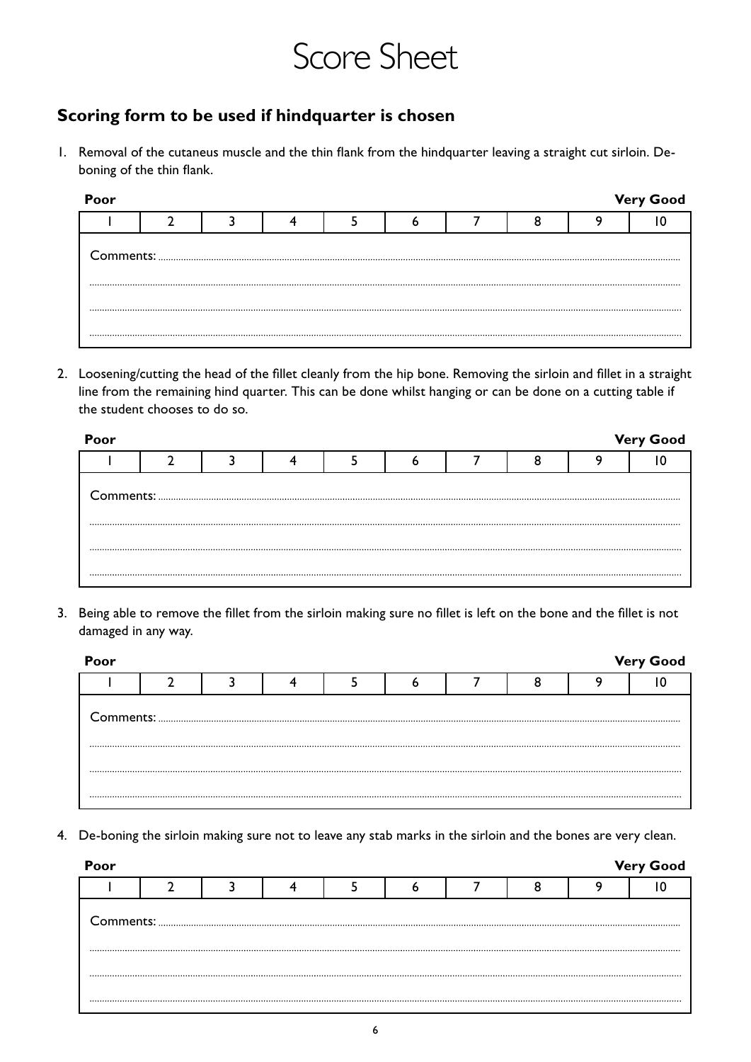# Score Sheet

## Scoring form to be used if hindquarter is chosen

1. Removal of the cutaneus muscle and the thin flank from the hindquarter leaving a straight cut sirloin. De-boning of the thin flank.

**Poor** | **Very Good**

| 1 | 2 | 3 | 4 | 5 | 6 | 7 | 8 | 9 | 10 |
|---|---|---|---|---|---|---|---|---|---|

Comments: ..............................................................................................................................

..............................................................................................................................

..............................................................................................................................

..............................................................................................................................

2. Loosening/cutting the head of the fillet cleanly from the hip bone. Removing the sirloin and fillet in a straight line from the remaining hind quarter. This can be done whilst hanging or can be done on a cutting table if the student chooses to do so.

**Poor** | **Very Good**

| 1 | 2 | 3 | 4 | 5 | 6 | 7 | 8 | 9 | 10 |
|---|---|---|---|---|---|---|---|---|---|

Comments: ..............................................................................................................................

..............................................................................................................................

..............................................................................................................................

..............................................................................................................................

3. Being able to remove the fillet from the sirloin making sure no fillet is left on the bone and the fillet is not damaged in any way.

**Poor** | **Very Good**

| 1 | 2 | 3 | 4 | 5 | 6 | 7 | 8 | 9 | 10 |
|---|---|---|---|---|---|---|---|---|---|

Comments: ..............................................................................................................................

..............................................................................................................................

..............................................................................................................................

..............................................................................................................................

4. De-boning the sirloin making sure not to leave any stab marks in the sirloin and the bones are very clean.

**Poor** | **Very Good**

| 1 | 2 | 3 | 4 | 5 | 6 | 7 | 8 | 9 | 10 |
|---|---|---|---|---|---|---|---|---|---|

Comments: ..............................................................................................................................

..............................................................................................................................

..............................................................................................................................

..............................................................................................................................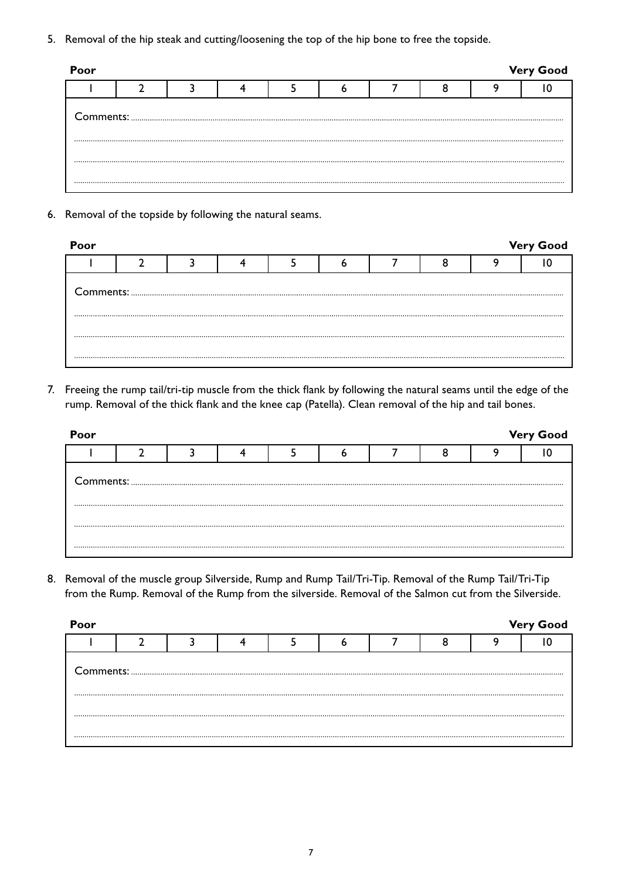5. Removal of the hip steak and cutting/loosening the top of the hip bone to free the topside.

**Poor** — **Very Good**

| 1 | 2 | 3 | 4 | 5 | 6 | 7 | 8 | 9 | 10 |
|---|---|---|---|---|---|---|---|---|---|

Comments: ..............................................................................................................................................................................

..............................................................................................................................................................................................

..............................................................................................................................................................................................

..............................................................................................................................................................................................

6. Removal of the topside by following the natural seams.

**Poor** — **Very Good**

| 1 | 2 | 3 | 4 | 5 | 6 | 7 | 8 | 9 | 10 |
|---|---|---|---|---|---|---|---|---|---|

Comments: ..............................................................................................................................................................................

..............................................................................................................................................................................................

..............................................................................................................................................................................................

..............................................................................................................................................................................................

7. Freeing the rump tail/tri-tip muscle from the thick flank by following the natural seams until the edge of the rump. Removal of the thick flank and the knee cap (Patella). Clean removal of the hip and tail bones.

**Poor** — **Very Good**

| 1 | 2 | 3 | 4 | 5 | 6 | 7 | 8 | 9 | 10 |
|---|---|---|---|---|---|---|---|---|---|

Comments: ..............................................................................................................................................................................

..............................................................................................................................................................................................

..............................................................................................................................................................................................

..............................................................................................................................................................................................

8. Removal of the muscle group Silverside, Rump and Rump Tail/Tri-Tip. Removal of the Rump Tail/Tri-Tip from the Rump. Removal of the Rump from the silverside. Removal of the Salmon cut from the Silverside.

**Poor** — **Very Good**

| 1 | 2 | 3 | 4 | 5 | 6 | 7 | 8 | 9 | 10 |
|---|---|---|---|---|---|---|---|---|---|

Comments: ..............................................................................................................................................................................

..............................................................................................................................................................................................

..............................................................................................................................................................................................

..............................................................................................................................................................................................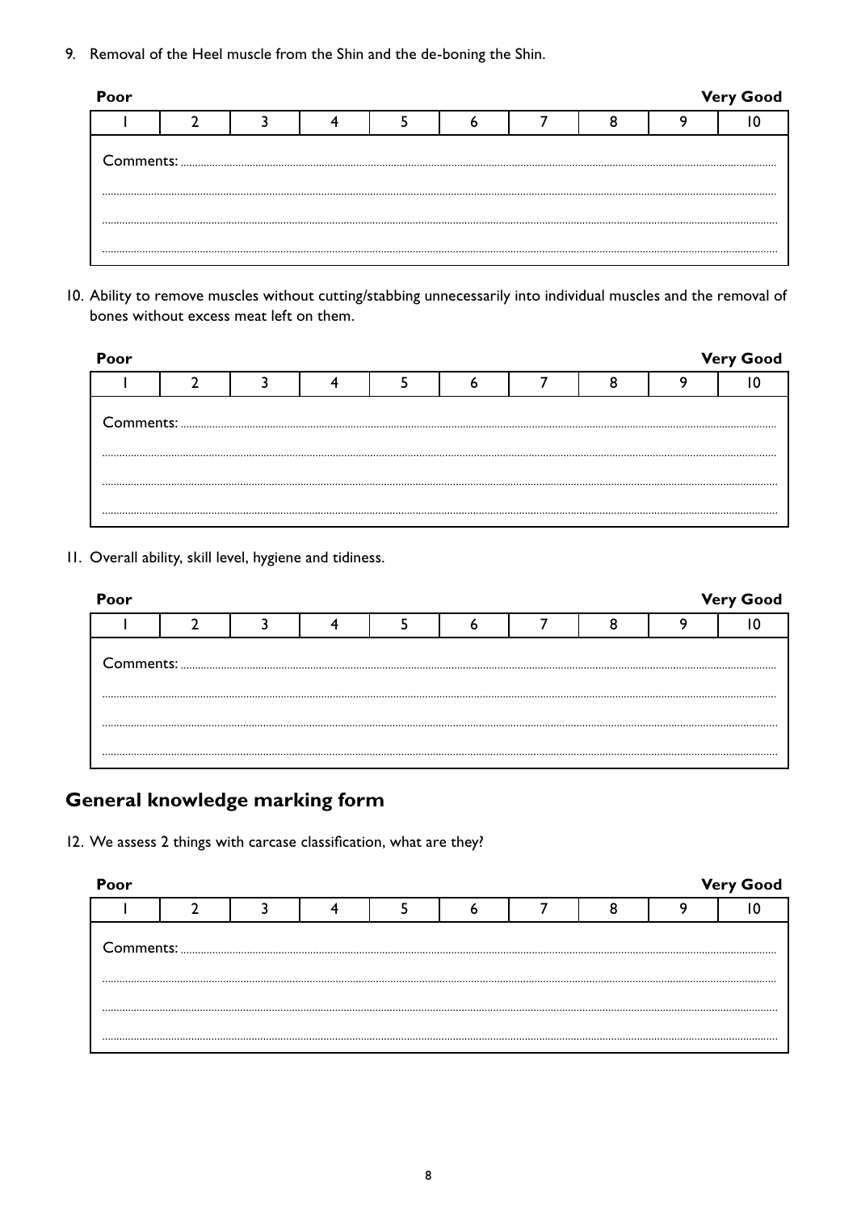9. Removal of the Heel muscle from the Shin and the de-boning the Shin.

| Poor | | | | | | | | | Very Good |
|---|---|---|---|---|---|---|---|---|---|
| 1 | 2 | 3 | 4 | 5 | 6 | 7 | 8 | 9 | 10 |

Comments: ..........................................................................................................................

..........................................................................................................................

..........................................................................................................................

..........................................................................................................................

10. Ability to remove muscles without cutting/stabbing unnecessarily into individual muscles and the removal of bones without excess meat left on them.

| Poor | | | | | | | | | Very Good |
|---|---|---|---|---|---|---|---|---|---|
| 1 | 2 | 3 | 4 | 5 | 6 | 7 | 8 | 9 | 10 |

Comments: ..........................................................................................................................

..........................................................................................................................

..........................................................................................................................

..........................................................................................................................

11. Overall ability, skill level, hygiene and tidiness.

| Poor | | | | | | | | | Very Good |
|---|---|---|---|---|---|---|---|---|---|
| 1 | 2 | 3 | 4 | 5 | 6 | 7 | 8 | 9 | 10 |

Comments: ..........................................................................................................................

..........................................................................................................................

..........................................................................................................................

..........................................................................................................................

## General knowledge marking form

12. We assess 2 things with carcase classification, what are they?

| Poor | | | | | | | | | Very Good |
|---|---|---|---|---|---|---|---|---|---|
| 1 | 2 | 3 | 4 | 5 | 6 | 7 | 8 | 9 | 10 |

Comments: ..........................................................................................................................

..........................................................................................................................

..........................................................................................................................

..........................................................................................................................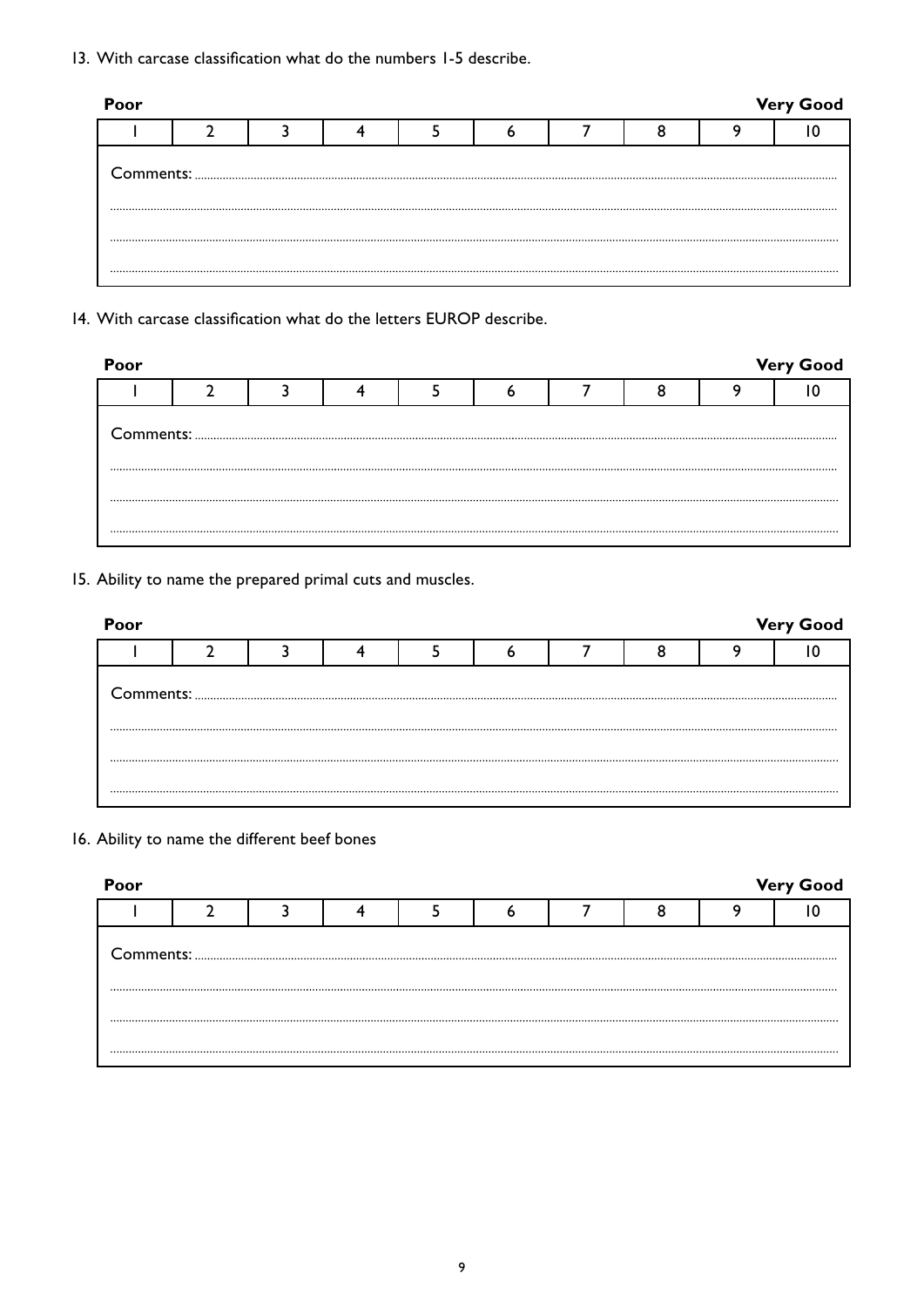13. With carcase classification what do the numbers 1-5 describe.

| Poor | | | | | | | | | Very Good |
|---|---|---|---|---|---|---|---|---|---|
| 1 | 2 | 3 | 4 | 5 | 6 | 7 | 8 | 9 | 10 |

Comments: ..................................................................................................................................................................................

..................................................................................................................................................................................

..................................................................................................................................................................................

..................................................................................................................................................................................

14. With carcase classification what do the letters EUROP describe.

| Poor | | | | | | | | | Very Good |
|---|---|---|---|---|---|---|---|---|---|
| 1 | 2 | 3 | 4 | 5 | 6 | 7 | 8 | 9 | 10 |

Comments: ..................................................................................................................................................................................

..................................................................................................................................................................................

..................................................................................................................................................................................

..................................................................................................................................................................................

15. Ability to name the prepared primal cuts and muscles.

| Poor | | | | | | | | | Very Good |
|---|---|---|---|---|---|---|---|---|---|
| 1 | 2 | 3 | 4 | 5 | 6 | 7 | 8 | 9 | 10 |

Comments: ..................................................................................................................................................................................

..................................................................................................................................................................................

..................................................................................................................................................................................

..................................................................................................................................................................................

16. Ability to name the different beef bones

| Poor | | | | | | | | | Very Good |
|---|---|---|---|---|---|---|---|---|---|
| 1 | 2 | 3 | 4 | 5 | 6 | 7 | 8 | 9 | 10 |

Comments: ..................................................................................................................................................................................

..................................................................................................................................................................................

..................................................................................................................................................................................

..................................................................................................................................................................................